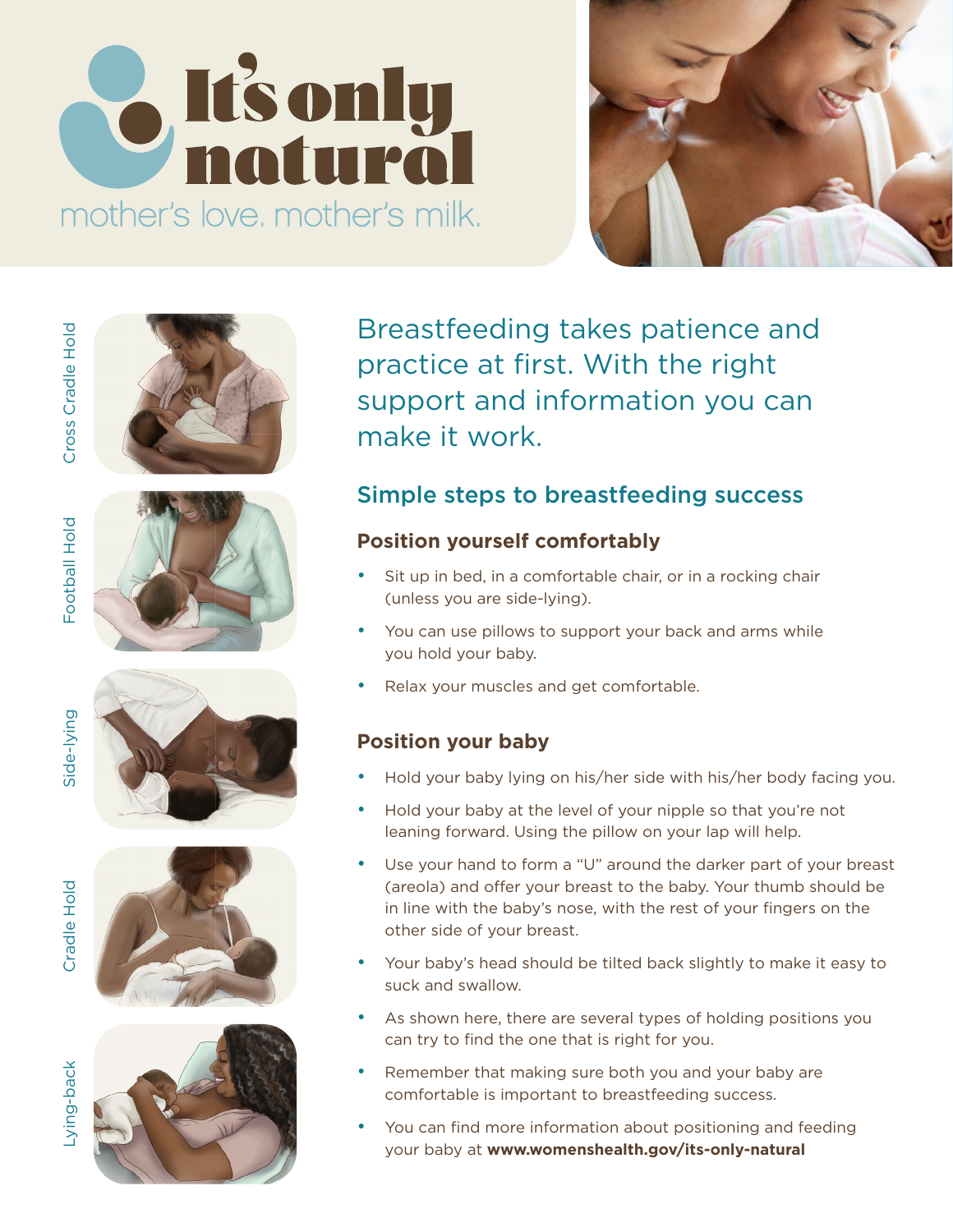# It's only natural

mother's love. mother's milk.

Cross Cradle Hold

Football Hold

Side-lying

Cradle Hold

Lying-back

Breastfeeding takes patience and practice at first. With the right support and information you can make it work.

## Simple steps to breastfeeding success

### Position yourself comfortably

- Sit up in bed, in a comfortable chair, or in a rocking chair (unless you are side-lying).
- You can use pillows to support your back and arms while you hold your baby.
- Relax your muscles and get comfortable.

### Position your baby

- Hold your baby lying on his/her side with his/her body facing you.
- Hold your baby at the level of your nipple so that you're not leaning forward. Using the pillow on your lap will help.
- Use your hand to form a "U" around the darker part of your breast (areola) and offer your breast to the baby. Your thumb should be in line with the baby's nose, with the rest of your fingers on the other side of your breast.
- Your baby's head should be tilted back slightly to make it easy to suck and swallow.
- As shown here, there are several types of holding positions you can try to find the one that is right for you.
- Remember that making sure both you and your baby are comfortable is important to breastfeeding success.
- You can find more information about positioning and feeding your baby at **www.womenshealth.gov/its-only-natural**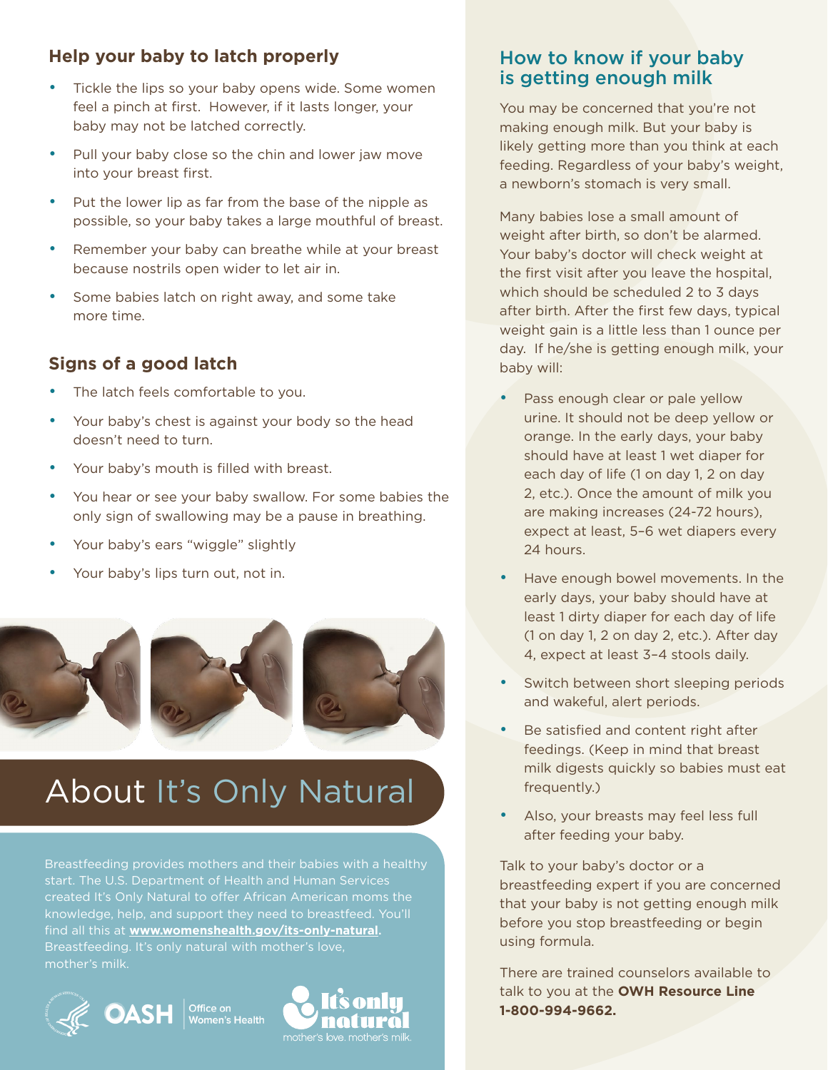## Help your baby to latch properly

- Tickle the lips so your baby opens wide. Some women feel a pinch at first. However, if it lasts longer, your baby may not be latched correctly.
- Pull your baby close so the chin and lower jaw move into your breast first.
- Put the lower lip as far from the base of the nipple as possible, so your baby takes a large mouthful of breast.
- Remember your baby can breathe while at your breast because nostrils open wider to let air in.
- Some babies latch on right away, and some take more time.

## Signs of a good latch

- The latch feels comfortable to you.
- Your baby's chest is against your body so the head doesn't need to turn.
- Your baby's mouth is filled with breast.
- You hear or see your baby swallow. For some babies the only sign of swallowing may be a pause in breathing.
- Your baby's ears "wiggle" slightly
- Your baby's lips turn out, not in.

# About It's Only Natural

Breastfeeding provides mothers and their babies with a healthy start. The U.S. Department of Health and Human Services created It's Only Natural to offer African American moms the knowledge, help, and support they need to breastfeed. You'll find all this at **www.womenshealth.gov/its-only-natural.** Breastfeeding. It's only natural with mother's love, mother's milk.

OASH | Office on Women's Health

It's only natural — mother's love. mother's milk.

## How to know if your baby is getting enough milk

You may be concerned that you're not making enough milk. But your baby is likely getting more than you think at each feeding. Regardless of your baby's weight, a newborn's stomach is very small.

Many babies lose a small amount of weight after birth, so don't be alarmed. Your baby's doctor will check weight at the first visit after you leave the hospital, which should be scheduled 2 to 3 days after birth. After the first few days, typical weight gain is a little less than 1 ounce per day. If he/she is getting enough milk, your baby will:

- Pass enough clear or pale yellow urine. It should not be deep yellow or orange. In the early days, your baby should have at least 1 wet diaper for each day of life (1 on day 1, 2 on day 2, etc.). Once the amount of milk you are making increases (24-72 hours), expect at least, 5–6 wet diapers every 24 hours.
- Have enough bowel movements. In the early days, your baby should have at least 1 dirty diaper for each day of life (1 on day 1, 2 on day 2, etc.). After day 4, expect at least 3–4 stools daily.
- Switch between short sleeping periods and wakeful, alert periods.
- Be satisfied and content right after feedings. (Keep in mind that breast milk digests quickly so babies must eat frequently.)
- Also, your breasts may feel less full after feeding your baby.

Talk to your baby's doctor or a breastfeeding expert if you are concerned that your baby is not getting enough milk before you stop breastfeeding or begin using formula.

There are trained counselors available to talk to you at the **OWH Resource Line 1-800-994-9662.**